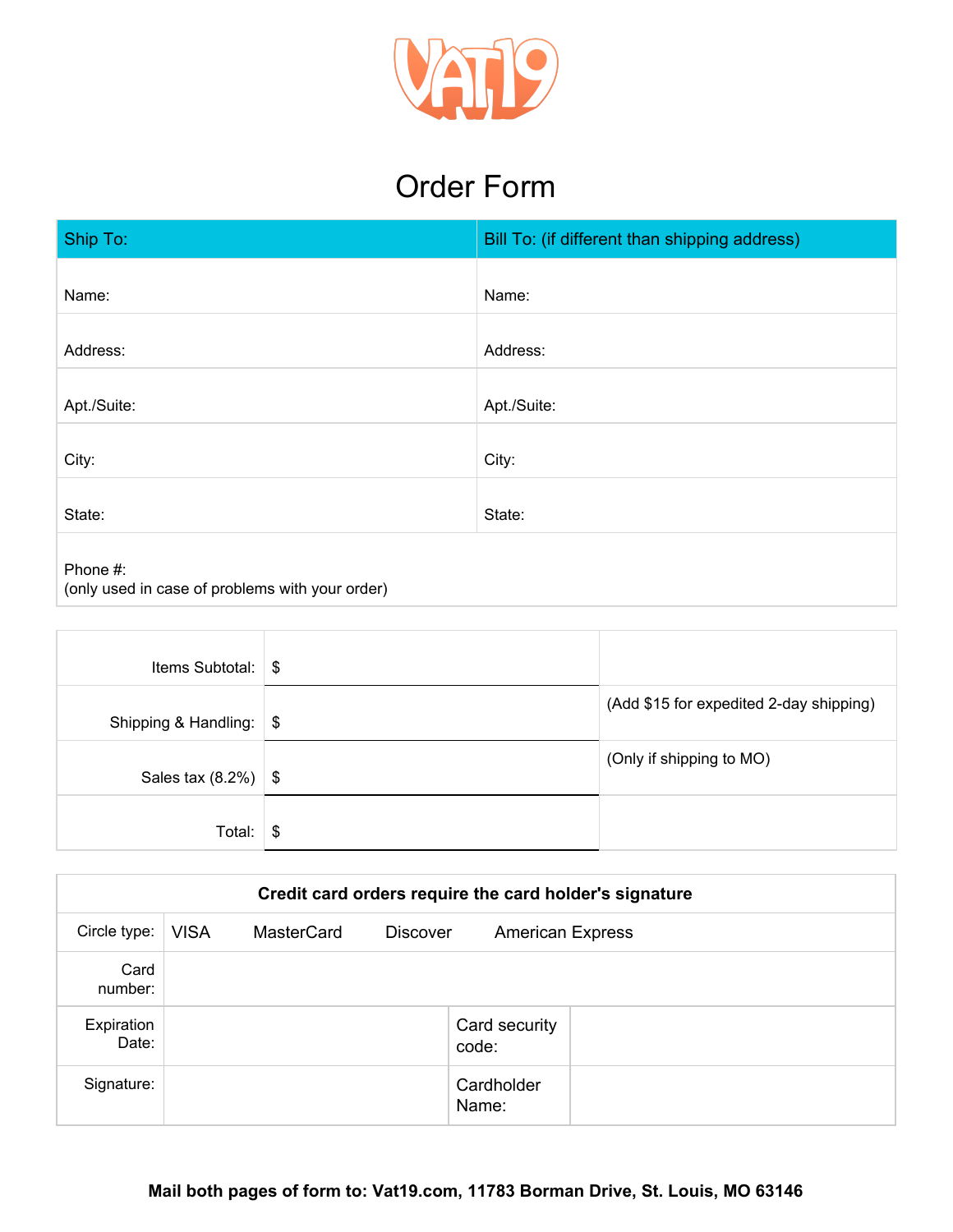# Vat19

## Order Form

| Ship To: | Bill To: (if different than shipping address) |
|---|---|
| Name: | Name: |
| Address: | Address: |
| Apt./Suite: | Apt./Suite: |
| City: | City: |
| State: | State: |
| Phone #: (only used in case of problems with your order) | |

| | | |
|---|---|---|
| Items Subtotal: | $ | |
| Shipping & Handling: | $ | (Add $15 for expedited 2-day shipping) |
| Sales tax (8.2%) | $ | (Only if shipping to MO) |
| Total: | $ | |

| Credit card orders require the card holder's signature | | | |
|---|---|---|---|
| Circle type: | VISA MasterCard Discover American Express | | |
| Card number: | | | |
| Expiration Date: | | Card security code: | |
| Signature: | | Cardholder Name: | |

**Mail both pages of form to: Vat19.com, 11783 Borman Drive, St. Louis, MO 63146**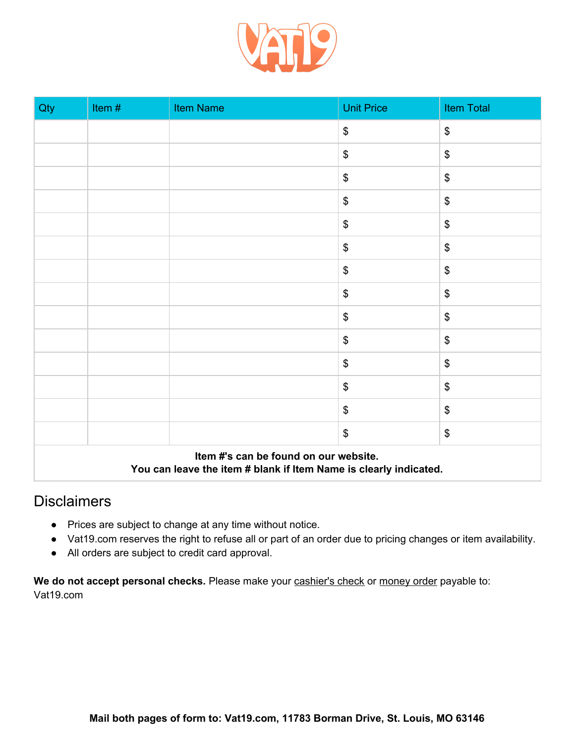| Qty | Item # | Item Name | Unit Price | Item Total |
|---|---|---|---|---|
| | | | $ | $ |
| | | | $ | $ |
| | | | $ | $ |
| | | | $ | $ |
| | | | $ | $ |
| | | | $ | $ |
| | | | $ | $ |
| | | | $ | $ |
| | | | $ | $ |
| | | | $ | $ |
| | | | $ | $ |
| | | | $ | $ |
| | | | $ | $ |
| | | | $ | $ |
| **Item #'s can be found on our website. You can leave the item # blank if Item Name is clearly indicated.** | | | | |

## Disclaimers

- Prices are subject to change at any time without notice.
- Vat19.com reserves the right to refuse all or part of an order due to pricing changes or item availability.
- All orders are subject to credit card approval.

**We do not accept personal checks.** Please make your cashier's check or money order payable to: Vat19.com

**Mail both pages of form to: Vat19.com, 11783 Borman Drive, St. Louis, MO 63146**